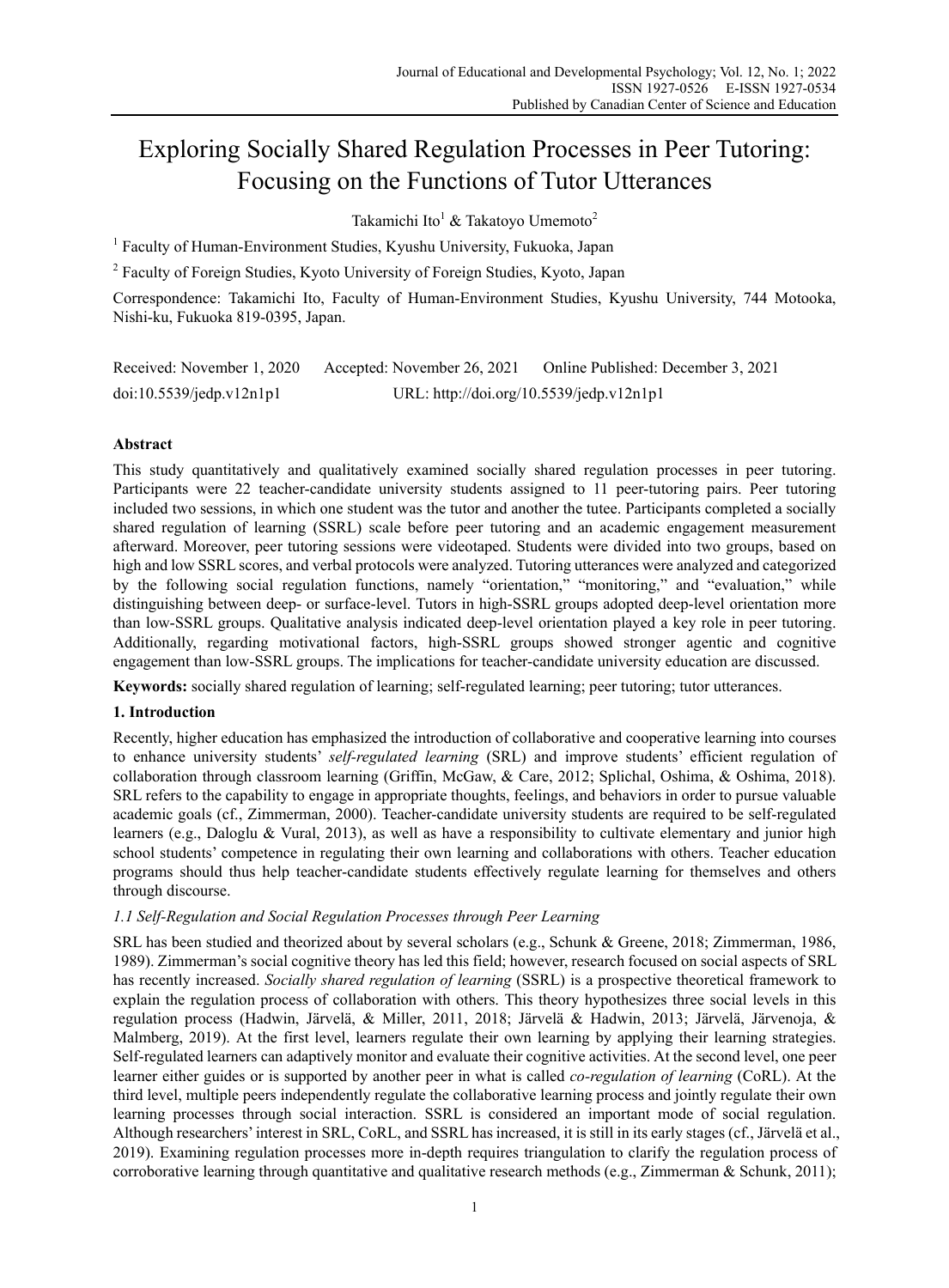# Exploring Socially Shared Regulation Processes in Peer Tutoring: Focusing on the Functions of Tutor Utterances

Takamichi Ito[1] & Takatoyo Umemoto[2]

[1] Faculty of Human-Environment Studies, Kyushu University, Fukuoka, Japan

[2] Faculty of Foreign Studies, Kyoto University of Foreign Studies, Kyoto, Japan

Correspondence: Takamichi Ito, Faculty of Human-Environment Studies, Kyushu University, 744 Motooka, Nishi-ku, Fukuoka 819-0395, Japan.

Received: November 1, 2020  Accepted: November 26, 2021  Online Published: December 3, 2021

doi:10.5539/jedp.v12n1p1  URL: http://doi.org/10.5539/jedp.v12n1p1

## Abstract

This study quantitatively and qualitatively examined socially shared regulation processes in peer tutoring. Participants were 22 teacher-candidate university students assigned to 11 peer-tutoring pairs. Peer tutoring included two sessions, in which one student was the tutor and another the tutee. Participants completed a socially shared regulation of learning (SSRL) scale before peer tutoring and an academic engagement measurement afterward. Moreover, peer tutoring sessions were videotaped. Students were divided into two groups, based on high and low SSRL scores, and verbal protocols were analyzed. Tutoring utterances were analyzed and categorized by the following social regulation functions, namely "orientation," "monitoring," and "evaluation," while distinguishing between deep- or surface-level. Tutors in high-SSRL groups adopted deep-level orientation more than low-SSRL groups. Qualitative analysis indicated deep-level orientation played a key role in peer tutoring. Additionally, regarding motivational factors, high-SSRL groups showed stronger agentic and cognitive engagement than low-SSRL groups. The implications for teacher-candidate university education are discussed.

**Keywords:** socially shared regulation of learning; self-regulated learning; peer tutoring; tutor utterances.

## 1. Introduction

Recently, higher education has emphasized the introduction of collaborative and cooperative learning into courses to enhance university students' *self-regulated learning* (SRL) and improve students' efficient regulation of collaboration through classroom learning (Griffin, McGaw, & Care, 2012; Splichal, Oshima, & Oshima, 2018). SRL refers to the capability to engage in appropriate thoughts, feelings, and behaviors in order to pursue valuable academic goals (cf., Zimmerman, 2000). Teacher-candidate university students are required to be self-regulated learners (e.g., Daloglu & Vural, 2013), as well as have a responsibility to cultivate elementary and junior high school students' competence in regulating their own learning and collaborations with others. Teacher education programs should thus help teacher-candidate students effectively regulate learning for themselves and others through discourse.

### *1.1 Self-Regulation and Social Regulation Processes through Peer Learning*

SRL has been studied and theorized about by several scholars (e.g., Schunk & Greene, 2018; Zimmerman, 1986, 1989). Zimmerman's social cognitive theory has led this field; however, research focused on social aspects of SRL has recently increased. *Socially shared regulation of learning* (SSRL) is a prospective theoretical framework to explain the regulation process of collaboration with others. This theory hypothesizes three social levels in this regulation process (Hadwin, Järvelä, & Miller, 2011, 2018; Järvelä & Hadwin, 2013; Järvelä, Järvenoja, & Malmberg, 2019). At the first level, learners regulate their own learning by applying their learning strategies. Self-regulated learners can adaptively monitor and evaluate their cognitive activities. At the second level, one peer learner either guides or is supported by another peer in what is called *co-regulation of learning* (CoRL). At the third level, multiple peers independently regulate the collaborative learning process and jointly regulate their own learning processes through social interaction. SSRL is considered an important mode of social regulation. Although researchers' interest in SRL, CoRL, and SSRL has increased, it is still in its early stages (cf., Järvelä et al., 2019). Examining regulation processes more in-depth requires triangulation to clarify the regulation process of corroborative learning through quantitative and qualitative research methods (e.g., Zimmerman & Schunk, 2011);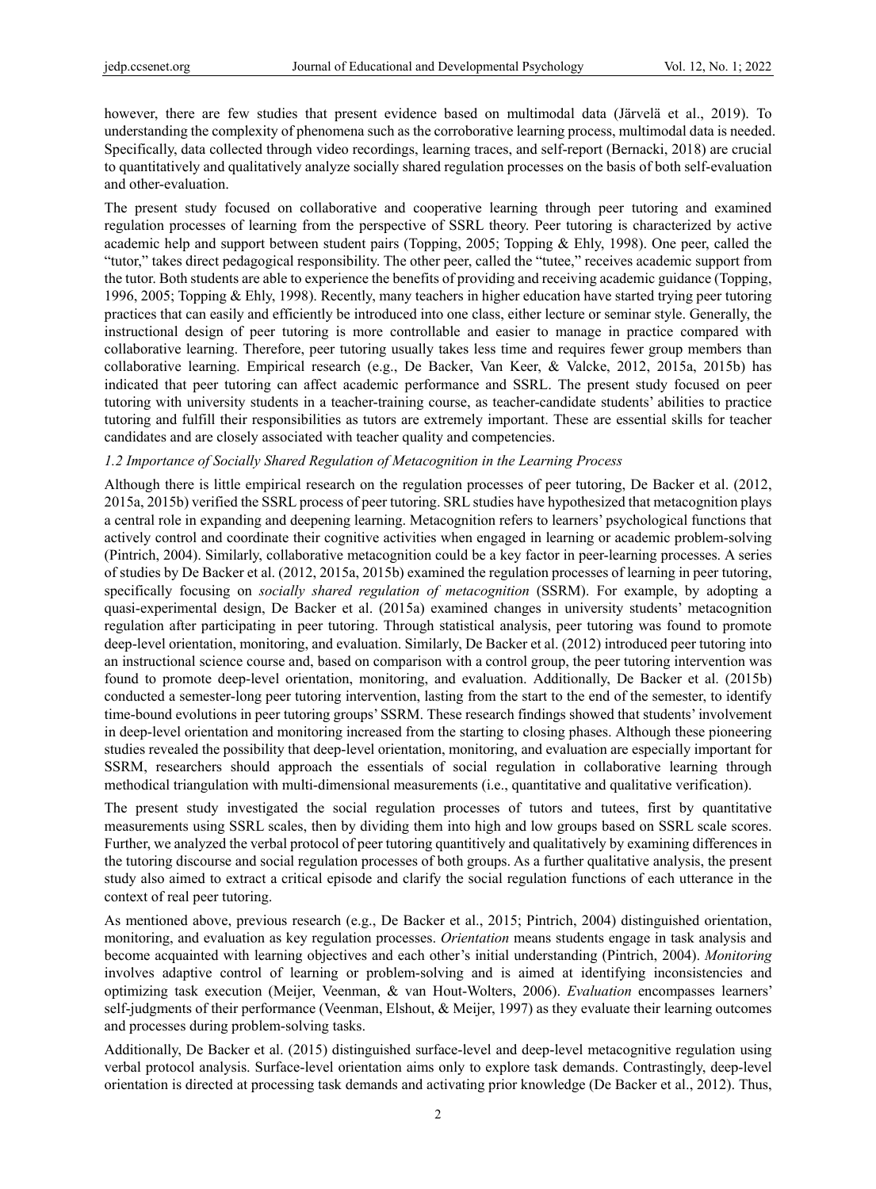however, there are few studies that present evidence based on multimodal data (Järvelä et al., 2019). To understanding the complexity of phenomena such as the corroborative learning process, multimodal data is needed. Specifically, data collected through video recordings, learning traces, and self-report (Bernacki, 2018) are crucial to quantitatively and qualitatively analyze socially shared regulation processes on the basis of both self-evaluation and other-evaluation.

The present study focused on collaborative and cooperative learning through peer tutoring and examined regulation processes of learning from the perspective of SSRL theory. Peer tutoring is characterized by active academic help and support between student pairs (Topping, 2005; Topping & Ehly, 1998). One peer, called the "tutor," takes direct pedagogical responsibility. The other peer, called the "tutee," receives academic support from the tutor. Both students are able to experience the benefits of providing and receiving academic guidance (Topping, 1996, 2005; Topping & Ehly, 1998). Recently, many teachers in higher education have started trying peer tutoring practices that can easily and efficiently be introduced into one class, either lecture or seminar style. Generally, the instructional design of peer tutoring is more controllable and easier to manage in practice compared with collaborative learning. Therefore, peer tutoring usually takes less time and requires fewer group members than collaborative learning. Empirical research (e.g., De Backer, Van Keer, & Valcke, 2012, 2015a, 2015b) has indicated that peer tutoring can affect academic performance and SSRL. The present study focused on peer tutoring with university students in a teacher-training course, as teacher-candidate students' abilities to practice tutoring and fulfill their responsibilities as tutors are extremely important. These are essential skills for teacher candidates and are closely associated with teacher quality and competencies.

### *1.2 Importance of Socially Shared Regulation of Metacognition in the Learning Process*

Although there is little empirical research on the regulation processes of peer tutoring, De Backer et al. (2012, 2015a, 2015b) verified the SSRL process of peer tutoring. SRL studies have hypothesized that metacognition plays a central role in expanding and deepening learning. Metacognition refers to learners' psychological functions that actively control and coordinate their cognitive activities when engaged in learning or academic problem-solving (Pintrich, 2004). Similarly, collaborative metacognition could be a key factor in peer-learning processes. A series of studies by De Backer et al. (2012, 2015a, 2015b) examined the regulation processes of learning in peer tutoring, specifically focusing on *socially shared regulation of metacognition* (SSRM). For example, by adopting a quasi-experimental design, De Backer et al. (2015a) examined changes in university students' metacognition regulation after participating in peer tutoring. Through statistical analysis, peer tutoring was found to promote deep-level orientation, monitoring, and evaluation. Similarly, De Backer et al. (2012) introduced peer tutoring into an instructional science course and, based on comparison with a control group, the peer tutoring intervention was found to promote deep-level orientation, monitoring, and evaluation. Additionally, De Backer et al. (2015b) conducted a semester-long peer tutoring intervention, lasting from the start to the end of the semester, to identify time-bound evolutions in peer tutoring groups' SSRM. These research findings showed that students' involvement in deep-level orientation and monitoring increased from the starting to closing phases. Although these pioneering studies revealed the possibility that deep-level orientation, monitoring, and evaluation are especially important for SSRM, researchers should approach the essentials of social regulation in collaborative learning through methodical triangulation with multi-dimensional measurements (i.e., quantitative and qualitative verification).

The present study investigated the social regulation processes of tutors and tutees, first by quantitative measurements using SSRL scales, then by dividing them into high and low groups based on SSRL scale scores. Further, we analyzed the verbal protocol of peer tutoring quantitively and qualitatively by examining differences in the tutoring discourse and social regulation processes of both groups. As a further qualitative analysis, the present study also aimed to extract a critical episode and clarify the social regulation functions of each utterance in the context of real peer tutoring.

As mentioned above, previous research (e.g., De Backer et al., 2015; Pintrich, 2004) distinguished orientation, monitoring, and evaluation as key regulation processes. *Orientation* means students engage in task analysis and become acquainted with learning objectives and each other's initial understanding (Pintrich, 2004). *Monitoring* involves adaptive control of learning or problem-solving and is aimed at identifying inconsistencies and optimizing task execution (Meijer, Veenman, & van Hout-Wolters, 2006). *Evaluation* encompasses learners' self-judgments of their performance (Veenman, Elshout, & Meijer, 1997) as they evaluate their learning outcomes and processes during problem-solving tasks.

Additionally, De Backer et al. (2015) distinguished surface-level and deep-level metacognitive regulation using verbal protocol analysis. Surface-level orientation aims only to explore task demands. Contrastingly, deep-level orientation is directed at processing task demands and activating prior knowledge (De Backer et al., 2012). Thus,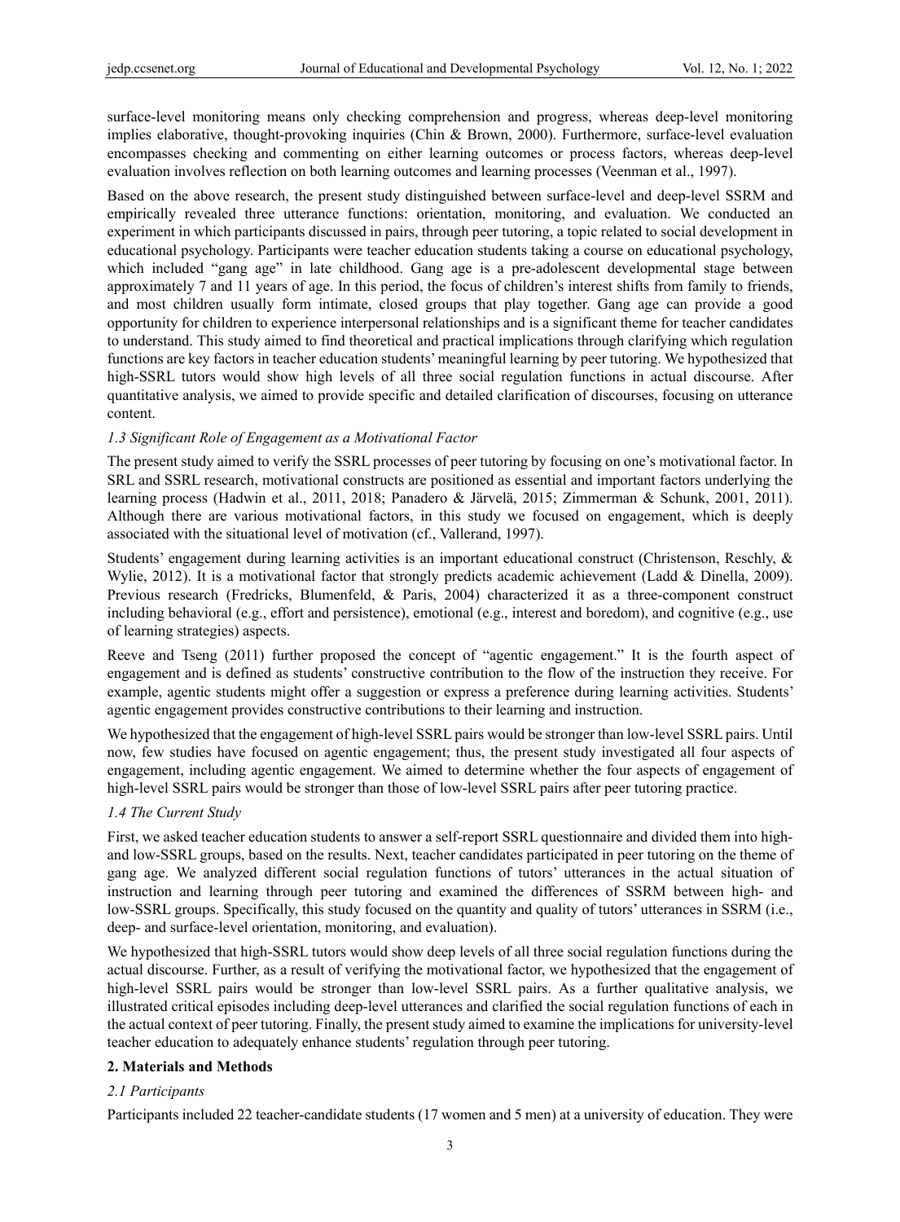surface-level monitoring means only checking comprehension and progress, whereas deep-level monitoring implies elaborative, thought-provoking inquiries (Chin & Brown, 2000). Furthermore, surface-level evaluation encompasses checking and commenting on either learning outcomes or process factors, whereas deep-level evaluation involves reflection on both learning outcomes and learning processes (Veenman et al., 1997).

Based on the above research, the present study distinguished between surface-level and deep-level SSRM and empirically revealed three utterance functions: orientation, monitoring, and evaluation. We conducted an experiment in which participants discussed in pairs, through peer tutoring, a topic related to social development in educational psychology. Participants were teacher education students taking a course on educational psychology, which included "gang age" in late childhood. Gang age is a pre-adolescent developmental stage between approximately 7 and 11 years of age. In this period, the focus of children's interest shifts from family to friends, and most children usually form intimate, closed groups that play together. Gang age can provide a good opportunity for children to experience interpersonal relationships and is a significant theme for teacher candidates to understand. This study aimed to find theoretical and practical implications through clarifying which regulation functions are key factors in teacher education students' meaningful learning by peer tutoring. We hypothesized that high-SSRL tutors would show high levels of all three social regulation functions in actual discourse. After quantitative analysis, we aimed to provide specific and detailed clarification of discourses, focusing on utterance content.

### *1.3 Significant Role of Engagement as a Motivational Factor*

The present study aimed to verify the SSRL processes of peer tutoring by focusing on one's motivational factor. In SRL and SSRL research, motivational constructs are positioned as essential and important factors underlying the learning process (Hadwin et al., 2011, 2018; Panadero & Järvelä, 2015; Zimmerman & Schunk, 2001, 2011). Although there are various motivational factors, in this study we focused on engagement, which is deeply associated with the situational level of motivation (cf., Vallerand, 1997).

Students' engagement during learning activities is an important educational construct (Christenson, Reschly, & Wylie, 2012). It is a motivational factor that strongly predicts academic achievement (Ladd & Dinella, 2009). Previous research (Fredricks, Blumenfeld, & Paris, 2004) characterized it as a three-component construct including behavioral (e.g., effort and persistence), emotional (e.g., interest and boredom), and cognitive (e.g., use of learning strategies) aspects.

Reeve and Tseng (2011) further proposed the concept of "agentic engagement." It is the fourth aspect of engagement and is defined as students' constructive contribution to the flow of the instruction they receive. For example, agentic students might offer a suggestion or express a preference during learning activities. Students' agentic engagement provides constructive contributions to their learning and instruction.

We hypothesized that the engagement of high-level SSRL pairs would be stronger than low-level SSRL pairs. Until now, few studies have focused on agentic engagement; thus, the present study investigated all four aspects of engagement, including agentic engagement. We aimed to determine whether the four aspects of engagement of high-level SSRL pairs would be stronger than those of low-level SSRL pairs after peer tutoring practice.

### *1.4 The Current Study*

First, we asked teacher education students to answer a self-report SSRL questionnaire and divided them into high- and low-SSRL groups, based on the results. Next, teacher candidates participated in peer tutoring on the theme of gang age. We analyzed different social regulation functions of tutors' utterances in the actual situation of instruction and learning through peer tutoring and examined the differences of SSRM between high- and low-SSRL groups. Specifically, this study focused on the quantity and quality of tutors' utterances in SSRM (i.e., deep- and surface-level orientation, monitoring, and evaluation).

We hypothesized that high-SSRL tutors would show deep levels of all three social regulation functions during the actual discourse. Further, as a result of verifying the motivational factor, we hypothesized that the engagement of high-level SSRL pairs would be stronger than low-level SSRL pairs. As a further qualitative analysis, we illustrated critical episodes including deep-level utterances and clarified the social regulation functions of each in the actual context of peer tutoring. Finally, the present study aimed to examine the implications for university-level teacher education to adequately enhance students' regulation through peer tutoring.

## **2. Materials and Methods**

### *2.1 Participants*

Participants included 22 teacher-candidate students (17 women and 5 men) at a university of education. They were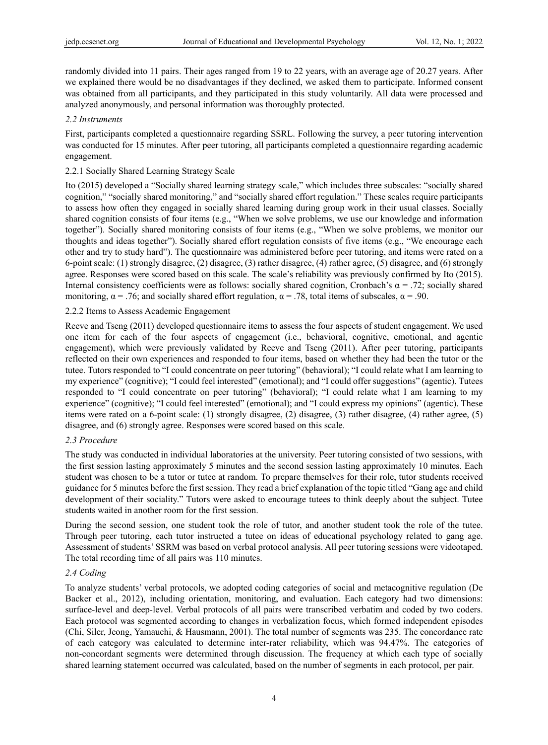randomly divided into 11 pairs. Their ages ranged from 19 to 22 years, with an average age of 20.27 years. After we explained there would be no disadvantages if they declined, we asked them to participate. Informed consent was obtained from all participants, and they participated in this study voluntarily. All data were processed and analyzed anonymously, and personal information was thoroughly protected.

### *2.2 Instruments*

First, participants completed a questionnaire regarding SSRL. Following the survey, a peer tutoring intervention was conducted for 15 minutes. After peer tutoring, all participants completed a questionnaire regarding academic engagement.

#### 2.2.1 Socially Shared Learning Strategy Scale

Ito (2015) developed a "Socially shared learning strategy scale," which includes three subscales: "socially shared cognition," "socially shared monitoring," and "socially shared effort regulation." These scales require participants to assess how often they engaged in socially shared learning during group work in their usual classes. Socially shared cognition consists of four items (e.g., "When we solve problems, we use our knowledge and information together"). Socially shared monitoring consists of four items (e.g., "When we solve problems, we monitor our thoughts and ideas together"). Socially shared effort regulation consists of five items (e.g., "We encourage each other and try to study hard"). The questionnaire was administered before peer tutoring, and items were rated on a 6-point scale: (1) strongly disagree, (2) disagree, (3) rather disagree, (4) rather agree, (5) disagree, and (6) strongly agree. Responses were scored based on this scale. The scale's reliability was previously confirmed by Ito (2015). Internal consistency coefficients were as follows: socially shared cognition, Cronbach's $\alpha = .72$; socially shared monitoring, $\alpha = .76$; and socially shared effort regulation, $\alpha = .78$, total items of subscales, $\alpha = .90$.

#### 2.2.2 Items to Assess Academic Engagement

Reeve and Tseng (2011) developed questionnaire items to assess the four aspects of student engagement. We used one item for each of the four aspects of engagement (i.e., behavioral, cognitive, emotional, and agentic engagement), which were previously validated by Reeve and Tseng (2011). After peer tutoring, participants reflected on their own experiences and responded to four items, based on whether they had been the tutor or the tutee. Tutors responded to "I could concentrate on peer tutoring" (behavioral); "I could relate what I am learning to my experience" (cognitive); "I could feel interested" (emotional); and "I could offer suggestions" (agentic). Tutees responded to "I could concentrate on peer tutoring" (behavioral); "I could relate what I am learning to my experience" (cognitive); "I could feel interested" (emotional); and "I could express my opinions" (agentic). These items were rated on a 6-point scale: (1) strongly disagree, (2) disagree, (3) rather disagree, (4) rather agree, (5) disagree, and (6) strongly agree. Responses were scored based on this scale.

### *2.3 Procedure*

The study was conducted in individual laboratories at the university. Peer tutoring consisted of two sessions, with the first session lasting approximately 5 minutes and the second session lasting approximately 10 minutes. Each student was chosen to be a tutor or tutee at random. To prepare themselves for their role, tutor students received guidance for 5 minutes before the first session. They read a brief explanation of the topic titled "Gang age and child development of their sociality." Tutors were asked to encourage tutees to think deeply about the subject. Tutee students waited in another room for the first session.

During the second session, one student took the role of tutor, and another student took the role of the tutee. Through peer tutoring, each tutor instructed a tutee on ideas of educational psychology related to gang age. Assessment of students' SSRM was based on verbal protocol analysis. All peer tutoring sessions were videotaped. The total recording time of all pairs was 110 minutes.

### *2.4 Coding*

To analyze students' verbal protocols, we adopted coding categories of social and metacognitive regulation (De Backer et al., 2012), including orientation, monitoring, and evaluation. Each category had two dimensions: surface-level and deep-level. Verbal protocols of all pairs were transcribed verbatim and coded by two coders. Each protocol was segmented according to changes in verbalization focus, which formed independent episodes (Chi, Siler, Jeong, Yamauchi, & Hausmann, 2001). The total number of segments was 235. The concordance rate of each category was calculated to determine inter-rater reliability, which was 94.47%. The categories of non-concordant segments were determined through discussion. The frequency at which each type of socially shared learning statement occurred was calculated, based on the number of segments in each protocol, per pair.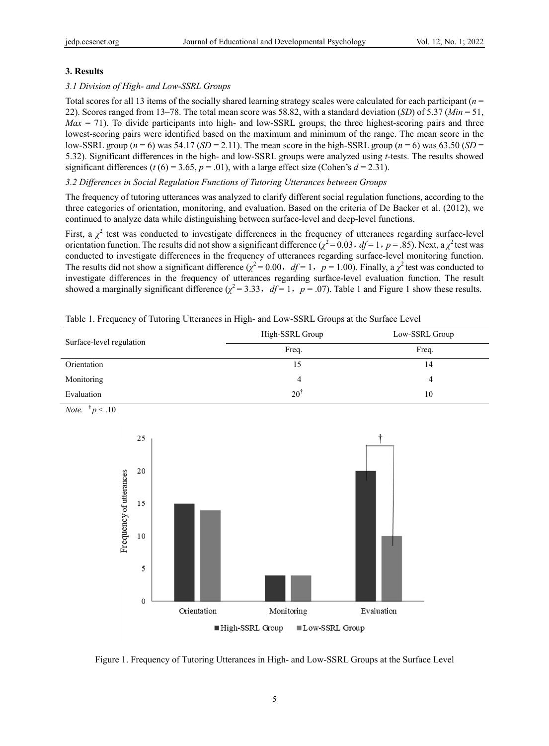## 3. Results

### 3.1 Division of High- and Low-SSRL Groups

Total scores for all 13 items of the socially shared learning strategy scales were calculated for each participant ($n$ = 22). Scores ranged from 13–78. The total mean score was 58.82, with a standard deviation ($SD$) of 5.37 ($Min$ = 51, $Max$ = 71). To divide participants into high- and low-SSRL groups, the three highest-scoring pairs and three lowest-scoring pairs were identified based on the maximum and minimum of the range. The mean score in the low-SSRL group ($n$ = 6) was 54.17 ($SD$ = 2.11). The mean score in the high-SSRL group ($n$ = 6) was 63.50 ($SD$ = 5.32). Significant differences in the high- and low-SSRL groups were analyzed using $t$-tests. The results showed significant differences ($t$ (6) = 3.65, $p$ = .01), with a large effect size (Cohen's $d$ = 2.31).

### 3.2 Differences in Social Regulation Functions of Tutoring Utterances between Groups

The frequency of tutoring utterances was analyzed to clarify different social regulation functions, according to the three categories of orientation, monitoring, and evaluation. Based on the criteria of De Backer et al. (2012), we continued to analyze data while distinguishing between surface-level and deep-level functions.

First, a $\chi^2$ test was conducted to investigate differences in the frequency of utterances regarding surface-level orientation function. The results did not show a significant difference ($\chi^2 = 0.03$, $df = 1$, $p = .85$). Next, a $\chi^2$ test was conducted to investigate differences in the frequency of utterances regarding surface-level monitoring function. The results did not show a significant difference ($\chi^2 = 0.00$, $df = 1$, $p = 1.00$). Finally, a $\chi^2$ test was conducted to investigate differences in the frequency of utterances regarding surface-level evaluation function. The result showed a marginally significant difference ($\chi^2 = 3.33$, $df = 1$, $p = .07$). Table 1 and Figure 1 show these results.

Table 1. Frequency of Tutoring Utterances in High- and Low-SSRL Groups at the Surface Level

| Surface-level regulation | High-SSRL Group | Low-SSRL Group |
|---|---|---|
| | Freq. | Freq. |
| Orientation | 15 | 14 |
| Monitoring | 4 | 4 |
| Evaluation | $20^{\dagger}$ | 10 |

*Note.* $^{\dagger}p < .10$

Figure 1. Frequency of Tutoring Utterances in High- and Low-SSRL Groups at the Surface Level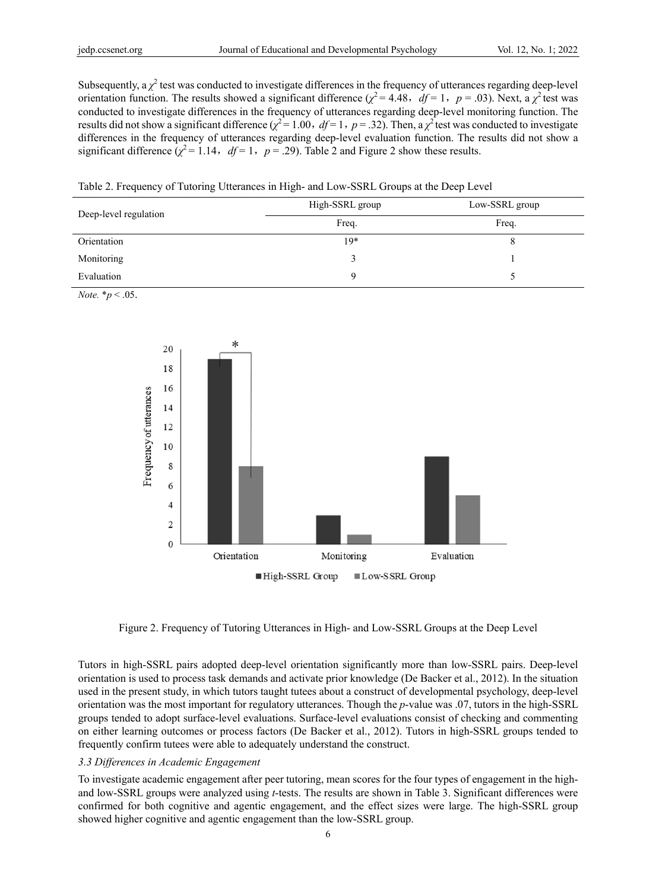Subsequently, a $\chi^2$ test was conducted to investigate differences in the frequency of utterances regarding deep-level orientation function. The results showed a significant difference ($\chi^2 = 4.48$, $df = 1$, $p = .03$). Next, a $\chi^2$ test was conducted to investigate differences in the frequency of utterances regarding deep-level monitoring function. The results did not show a significant difference ($\chi^2 = 1.00$, $df = 1$, $p = .32$). Then, a $\chi^2$ test was conducted to investigate differences in the frequency of utterances regarding deep-level evaluation function. The results did not show a significant difference ($\chi^2 = 1.14$, $df = 1$, $p = .29$). Table 2 and Figure 2 show these results.

Table 2. Frequency of Tutoring Utterances in High- and Low-SSRL Groups at the Deep Level

| Deep-level regulation | High-SSRL group | Low-SSRL group |
|---|---|---|
| | Freq. | Freq. |
| Orientation | 19* | 8 |
| Monitoring | 3 | 1 |
| Evaluation | 9 | 5 |

*Note.* \*$p < .05$.

Figure 2. Frequency of Tutoring Utterances in High- and Low-SSRL Groups at the Deep Level

Tutors in high-SSRL pairs adopted deep-level orientation significantly more than low-SSRL pairs. Deep-level orientation is used to process task demands and activate prior knowledge (De Backer et al., 2012). In the situation used in the present study, in which tutors taught tutees about a construct of developmental psychology, deep-level orientation was the most important for regulatory utterances. Though the $p$-value was .07, tutors in the high-SSRL groups tended to adopt surface-level evaluations. Surface-level evaluations consist of checking and commenting on either learning outcomes or process factors (De Backer et al., 2012). Tutors in high-SSRL groups tended to frequently confirm tutees were able to adequately understand the construct.

### 3.3 Differences in Academic Engagement

To investigate academic engagement after peer tutoring, mean scores for the four types of engagement in the high- and low-SSRL groups were analyzed using $t$-tests. The results are shown in Table 3. Significant differences were confirmed for both cognitive and agentic engagement, and the effect sizes were large. The high-SSRL group showed higher cognitive and agentic engagement than the low-SSRL group.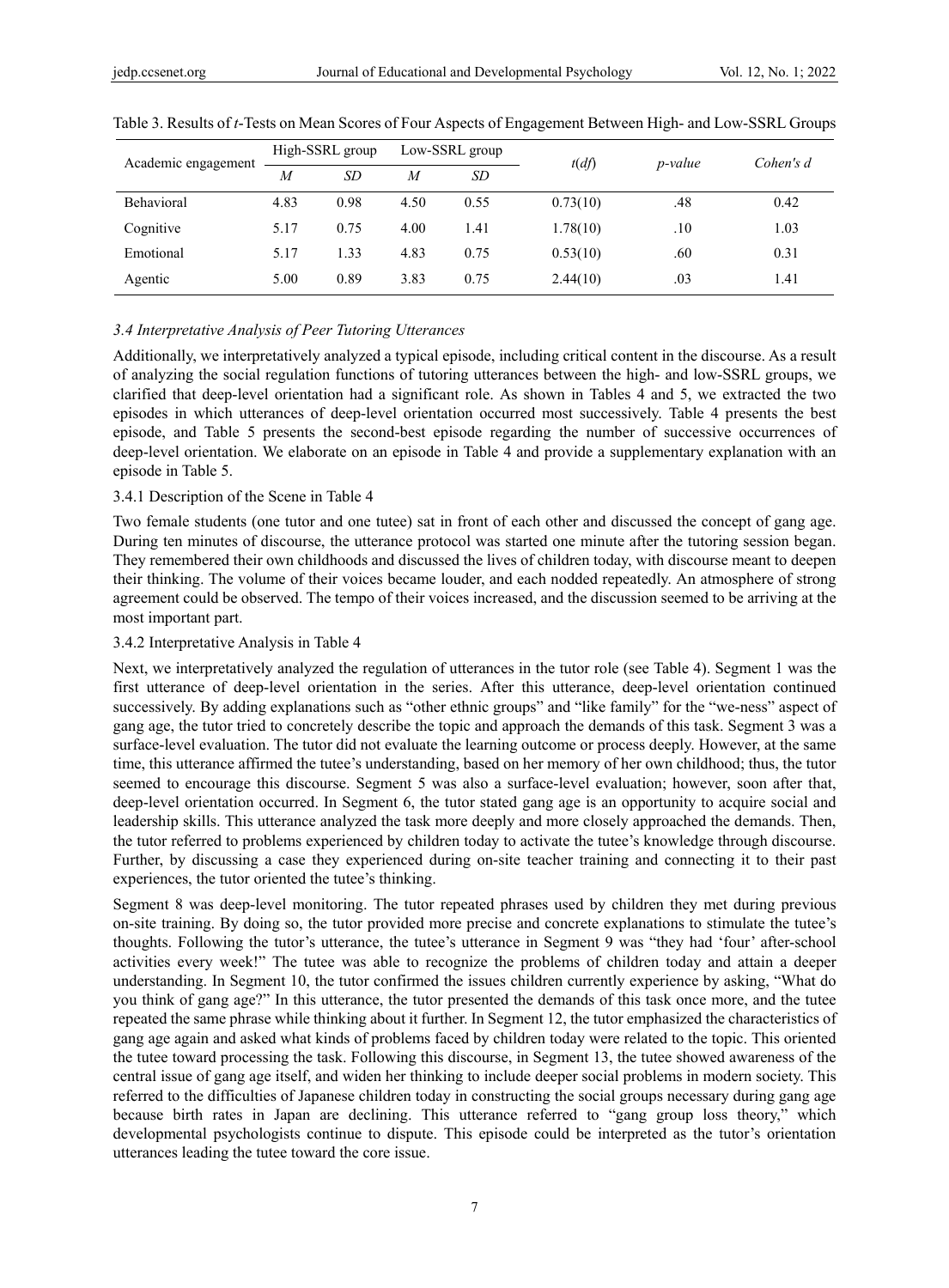Table 3. Results of *t*-Tests on Mean Scores of Four Aspects of Engagement Between High- and Low-SSRL Groups

| Academic engagement | High-SSRL group | | Low-SSRL group | | *t*(*df*) | *p-value* | *Cohen's d* |
|---|---|---|---|---|---|---|---|
| | *M* | *SD* | *M* | *SD* | | | |
| Behavioral | 4.83 | 0.98 | 4.50 | 0.55 | 0.73(10) | .48 | 0.42 |
| Cognitive | 5.17 | 0.75 | 4.00 | 1.41 | 1.78(10) | .10 | 1.03 |
| Emotional | 5.17 | 1.33 | 4.83 | 0.75 | 0.53(10) | .60 | 0.31 |
| Agentic | 5.00 | 0.89 | 3.83 | 0.75 | 2.44(10) | .03 | 1.41 |

### *3.4 Interpretative Analysis of Peer Tutoring Utterances*

Additionally, we interpretatively analyzed a typical episode, including critical content in the discourse. As a result of analyzing the social regulation functions of tutoring utterances between the high- and low-SSRL groups, we clarified that deep-level orientation had a significant role. As shown in Tables 4 and 5, we extracted the two episodes in which utterances of deep-level orientation occurred most successively. Table 4 presents the best episode, and Table 5 presents the second-best episode regarding the number of successive occurrences of deep-level orientation. We elaborate on an episode in Table 4 and provide a supplementary explanation with an episode in Table 5.

#### 3.4.1 Description of the Scene in Table 4

Two female students (one tutor and one tutee) sat in front of each other and discussed the concept of gang age. During ten minutes of discourse, the utterance protocol was started one minute after the tutoring session began. They remembered their own childhoods and discussed the lives of children today, with discourse meant to deepen their thinking. The volume of their voices became louder, and each nodded repeatedly. An atmosphere of strong agreement could be observed. The tempo of their voices increased, and the discussion seemed to be arriving at the most important part.

#### 3.4.2 Interpretative Analysis in Table 4

Next, we interpretatively analyzed the regulation of utterances in the tutor role (see Table 4). Segment 1 was the first utterance of deep-level orientation in the series. After this utterance, deep-level orientation continued successively. By adding explanations such as "other ethnic groups" and "like family" for the "we-ness" aspect of gang age, the tutor tried to concretely describe the topic and approach the demands of this task. Segment 3 was a surface-level evaluation. The tutor did not evaluate the learning outcome or process deeply. However, at the same time, this utterance affirmed the tutee's understanding, based on her memory of her own childhood; thus, the tutor seemed to encourage this discourse. Segment 5 was also a surface-level evaluation; however, soon after that, deep-level orientation occurred. In Segment 6, the tutor stated gang age is an opportunity to acquire social and leadership skills. This utterance analyzed the task more deeply and more closely approached the demands. Then, the tutor referred to problems experienced by children today to activate the tutee's knowledge through discourse. Further, by discussing a case they experienced during on-site teacher training and connecting it to their past experiences, the tutor oriented the tutee's thinking.

Segment 8 was deep-level monitoring. The tutor repeated phrases used by children they met during previous on-site training. By doing so, the tutor provided more precise and concrete explanations to stimulate the tutee's thoughts. Following the tutor's utterance, the tutee's utterance in Segment 9 was "they had 'four' after-school activities every week!" The tutee was able to recognize the problems of children today and attain a deeper understanding. In Segment 10, the tutor confirmed the issues children currently experience by asking, "What do you think of gang age?" In this utterance, the tutor presented the demands of this task once more, and the tutee repeated the same phrase while thinking about it further. In Segment 12, the tutor emphasized the characteristics of gang age again and asked what kinds of problems faced by children today were related to the topic. This oriented the tutee toward processing the task. Following this discourse, in Segment 13, the tutee showed awareness of the central issue of gang age itself, and widen her thinking to include deeper social problems in modern society. This referred to the difficulties of Japanese children today in constructing the social groups necessary during gang age because birth rates in Japan are declining. This utterance referred to "gang group loss theory," which developmental psychologists continue to dispute. This episode could be interpreted as the tutor's orientation utterances leading the tutee toward the core issue.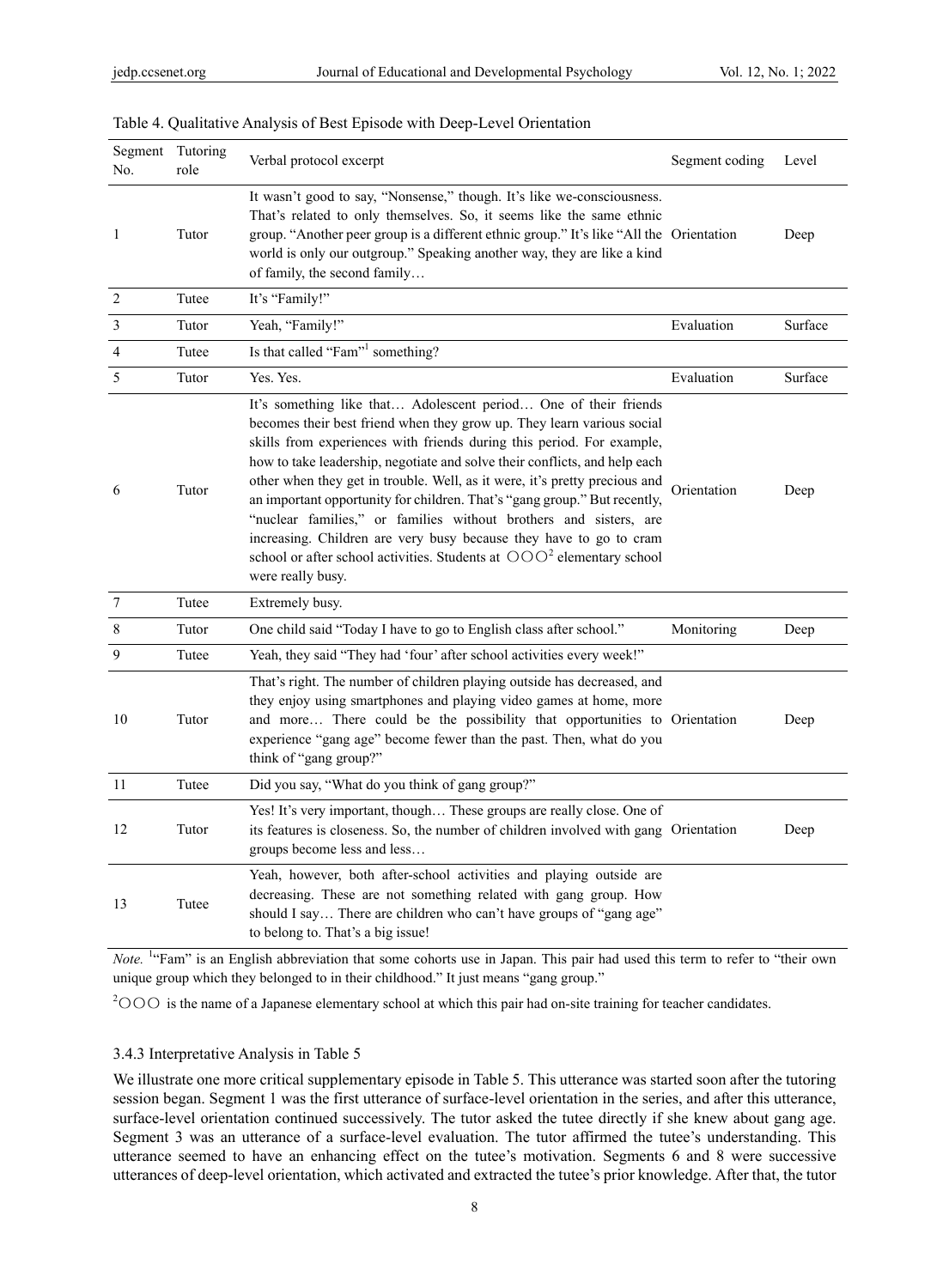Table 4. Qualitative Analysis of Best Episode with Deep-Level Orientation

| Segment No. | Tutoring role | Verbal protocol excerpt | Segment coding | Level |
|---|---|---|---|---|
| 1 | Tutor | It wasn't good to say, "Nonsense," though. It's like we-consciousness. That's related to only themselves. So, it seems like the same ethnic group. "Another peer group is a different ethnic group." It's like "All the world is only our outgroup." Speaking another way, they are like a kind of family, the second family… | Orientation | Deep |
| 2 | Tutee | It's "Family!" | | |
| 3 | Tutor | Yeah, "Family!" | Evaluation | Surface |
| 4 | Tutee | Is that called "Fam"[1] something? | | |
| 5 | Tutor | Yes. Yes. | Evaluation | Surface |
| 6 | Tutor | It's something like that… Adolescent period… One of their friends becomes their best friend when they grow up. They learn various social skills from experiences with friends during this period. For example, how to take leadership, negotiate and solve their conflicts, and help each other when they get in trouble. Well, as it were, it's pretty precious and an important opportunity for children. That's "gang group." But recently, "nuclear families," or families without brothers and sisters, are increasing. Children are very busy because they have to go to cram school or after school activities. Students at ○○○[2] elementary school were really busy. | Orientation | Deep |
| 7 | Tutee | Extremely busy. | | |
| 8 | Tutor | One child said "Today I have to go to English class after school." | Monitoring | Deep |
| 9 | Tutee | Yeah, they said "They had 'four' after school activities every week!" | | |
| 10 | Tutor | That's right. The number of children playing outside has decreased, and they enjoy using smartphones and playing video games at home, more and more… There could be the possibility that opportunities to experience "gang age" become fewer than the past. Then, what do you think of "gang group?" | Orientation | Deep |
| 11 | Tutee | Did you say, "What do you think of gang group?" | | |
| 12 | Tutor | Yes! It's very important, though… These groups are really close. One of its features is closeness. So, the number of children involved with gang groups become less and less… | Orientation | Deep |
| 13 | Tutee | Yeah, however, both after-school activities and playing outside are decreasing. These are not something related with gang group. How should I say… There are children who can't have groups of "gang age" to belong to. That's a big issue! | | |

*Note.* [1]"Fam" is an English abbreviation that some cohorts use in Japan. This pair had used this term to refer to "their own unique group which they belonged to in their childhood." It just means "gang group."

[2]○○○ is the name of a Japanese elementary school at which this pair had on-site training for teacher candidates.

#### 3.4.3 Interpretative Analysis in Table 5

We illustrate one more critical supplementary episode in Table 5. This utterance was started soon after the tutoring session began. Segment 1 was the first utterance of surface-level orientation in the series, and after this utterance, surface-level orientation continued successively. The tutor asked the tutee directly if she knew about gang age. Segment 3 was an utterance of a surface-level evaluation. The tutor affirmed the tutee's understanding. This utterance seemed to have an enhancing effect on the tutee's motivation. Segments 6 and 8 were successive utterances of deep-level orientation, which activated and extracted the tutee's prior knowledge. After that, the tutor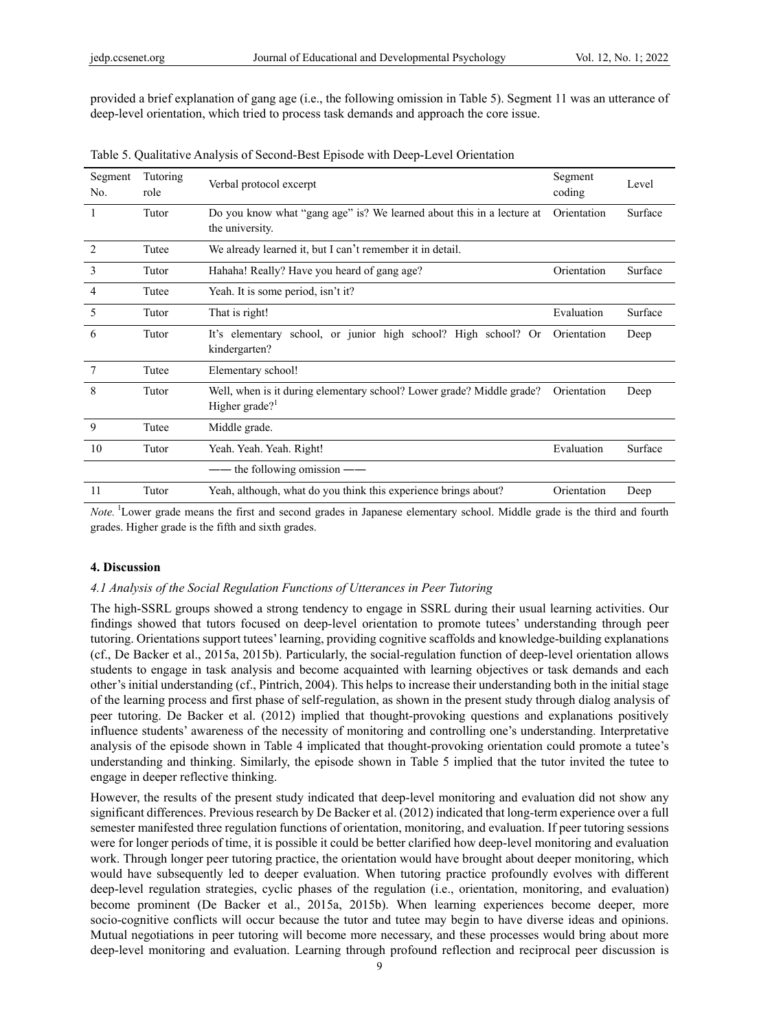provided a brief explanation of gang age (i.e., the following omission in Table 5). Segment 11 was an utterance of deep-level orientation, which tried to process task demands and approach the core issue.

Table 5. Qualitative Analysis of Second-Best Episode with Deep-Level Orientation

| Segment No. | Tutoring role | Verbal protocol excerpt | Segment coding | Level |
|---|---|---|---|---|
| 1 | Tutor | Do you know what "gang age" is? We learned about this in a lecture at the university. | Orientation | Surface |
| 2 | Tutee | We already learned it, but I can't remember it in detail. | | |
| 3 | Tutor | Hahaha! Really? Have you heard of gang age? | Orientation | Surface |
| 4 | Tutee | Yeah. It is some period, isn't it? | | |
| 5 | Tutor | That is right! | Evaluation | Surface |
| 6 | Tutor | It's elementary school, or junior high school? High school? Or kindergarten? | Orientation | Deep |
| 7 | Tutee | Elementary school! | | |
| 8 | Tutor | Well, when is it during elementary school? Lower grade? Middle grade? Higher grade?[1] | Orientation | Deep |
| 9 | Tutee | Middle grade. | | |
| 10 | Tutor | Yeah. Yeah. Yeah. Right! | Evaluation | Surface |
| | | —— the following omission —— | | |
| 11 | Tutor | Yeah, although, what do you think this experience brings about? | Orientation | Deep |

*Note.* [1]Lower grade means the first and second grades in Japanese elementary school. Middle grade is the third and fourth grades. Higher grade is the fifth and sixth grades.

## 4. Discussion

### 4.1 Analysis of the Social Regulation Functions of Utterances in Peer Tutoring

The high-SSRL groups showed a strong tendency to engage in SSRL during their usual learning activities. Our findings showed that tutors focused on deep-level orientation to promote tutees' understanding through peer tutoring. Orientations support tutees' learning, providing cognitive scaffolds and knowledge-building explanations (cf., De Backer et al., 2015a, 2015b). Particularly, the social-regulation function of deep-level orientation allows students to engage in task analysis and become acquainted with learning objectives or task demands and each other's initial understanding (cf., Pintrich, 2004). This helps to increase their understanding both in the initial stage of the learning process and first phase of self-regulation, as shown in the present study through dialog analysis of peer tutoring. De Backer et al. (2012) implied that thought-provoking questions and explanations positively influence students' awareness of the necessity of monitoring and controlling one's understanding. Interpretative analysis of the episode shown in Table 4 implicated that thought-provoking orientation could promote a tutee's understanding and thinking. Similarly, the episode shown in Table 5 implied that the tutor invited the tutee to engage in deeper reflective thinking.

However, the results of the present study indicated that deep-level monitoring and evaluation did not show any significant differences. Previous research by De Backer et al. (2012) indicated that long-term experience over a full semester manifested three regulation functions of orientation, monitoring, and evaluation. If peer tutoring sessions were for longer periods of time, it is possible it could be better clarified how deep-level monitoring and evaluation work. Through longer peer tutoring practice, the orientation would have brought about deeper monitoring, which would have subsequently led to deeper evaluation. When tutoring practice profoundly evolves with different deep-level regulation strategies, cyclic phases of the regulation (i.e., orientation, monitoring, and evaluation) become prominent (De Backer et al., 2015a, 2015b). When learning experiences become deeper, more socio-cognitive conflicts will occur because the tutor and tutee may begin to have diverse ideas and opinions. Mutual negotiations in peer tutoring will become more necessary, and these processes would bring about more deep-level monitoring and evaluation. Learning through profound reflection and reciprocal peer discussion is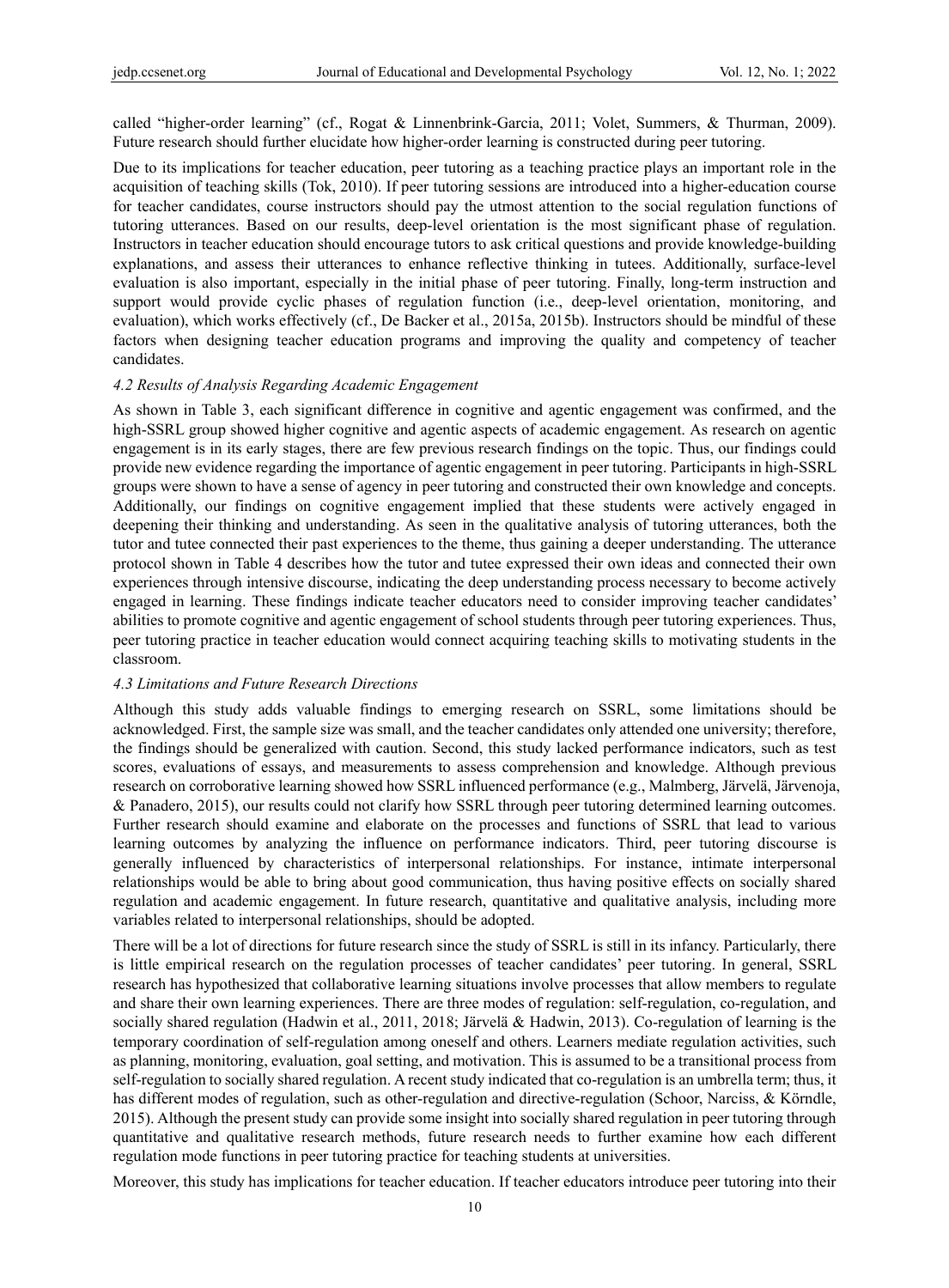called "higher-order learning" (cf., Rogat & Linnenbrink-Garcia, 2011; Volet, Summers, & Thurman, 2009). Future research should further elucidate how higher-order learning is constructed during peer tutoring.

Due to its implications for teacher education, peer tutoring as a teaching practice plays an important role in the acquisition of teaching skills (Tok, 2010). If peer tutoring sessions are introduced into a higher-education course for teacher candidates, course instructors should pay the utmost attention to the social regulation functions of tutoring utterances. Based on our results, deep-level orientation is the most significant phase of regulation. Instructors in teacher education should encourage tutors to ask critical questions and provide knowledge-building explanations, and assess their utterances to enhance reflective thinking in tutees. Additionally, surface-level evaluation is also important, especially in the initial phase of peer tutoring. Finally, long-term instruction and support would provide cyclic phases of regulation function (i.e., deep-level orientation, monitoring, and evaluation), which works effectively (cf., De Backer et al., 2015a, 2015b). Instructors should be mindful of these factors when designing teacher education programs and improving the quality and competency of teacher candidates.

### *4.2 Results of Analysis Regarding Academic Engagement*

As shown in Table 3, each significant difference in cognitive and agentic engagement was confirmed, and the high-SSRL group showed higher cognitive and agentic aspects of academic engagement. As research on agentic engagement is in its early stages, there are few previous research findings on the topic. Thus, our findings could provide new evidence regarding the importance of agentic engagement in peer tutoring. Participants in high-SSRL groups were shown to have a sense of agency in peer tutoring and constructed their own knowledge and concepts. Additionally, our findings on cognitive engagement implied that these students were actively engaged in deepening their thinking and understanding. As seen in the qualitative analysis of tutoring utterances, both the tutor and tutee connected their past experiences to the theme, thus gaining a deeper understanding. The utterance protocol shown in Table 4 describes how the tutor and tutee expressed their own ideas and connected their own experiences through intensive discourse, indicating the deep understanding process necessary to become actively engaged in learning. These findings indicate teacher educators need to consider improving teacher candidates' abilities to promote cognitive and agentic engagement of school students through peer tutoring experiences. Thus, peer tutoring practice in teacher education would connect acquiring teaching skills to motivating students in the classroom.

### *4.3 Limitations and Future Research Directions*

Although this study adds valuable findings to emerging research on SSRL, some limitations should be acknowledged. First, the sample size was small, and the teacher candidates only attended one university; therefore, the findings should be generalized with caution. Second, this study lacked performance indicators, such as test scores, evaluations of essays, and measurements to assess comprehension and knowledge. Although previous research on corroborative learning showed how SSRL influenced performance (e.g., Malmberg, Järvelä, Järvenoja, & Panadero, 2015), our results could not clarify how SSRL through peer tutoring determined learning outcomes. Further research should examine and elaborate on the processes and functions of SSRL that lead to various learning outcomes by analyzing the influence on performance indicators. Third, peer tutoring discourse is generally influenced by characteristics of interpersonal relationships. For instance, intimate interpersonal relationships would be able to bring about good communication, thus having positive effects on socially shared regulation and academic engagement. In future research, quantitative and qualitative analysis, including more variables related to interpersonal relationships, should be adopted.

There will be a lot of directions for future research since the study of SSRL is still in its infancy. Particularly, there is little empirical research on the regulation processes of teacher candidates' peer tutoring. In general, SSRL research has hypothesized that collaborative learning situations involve processes that allow members to regulate and share their own learning experiences. There are three modes of regulation: self-regulation, co-regulation, and socially shared regulation (Hadwin et al., 2011, 2018; Järvelä & Hadwin, 2013). Co-regulation of learning is the temporary coordination of self-regulation among oneself and others. Learners mediate regulation activities, such as planning, monitoring, evaluation, goal setting, and motivation. This is assumed to be a transitional process from self-regulation to socially shared regulation. A recent study indicated that co-regulation is an umbrella term; thus, it has different modes of regulation, such as other-regulation and directive-regulation (Schoor, Narciss, & Körndle, 2015). Although the present study can provide some insight into socially shared regulation in peer tutoring through quantitative and qualitative research methods, future research needs to further examine how each different regulation mode functions in peer tutoring practice for teaching students at universities.

Moreover, this study has implications for teacher education. If teacher educators introduce peer tutoring into their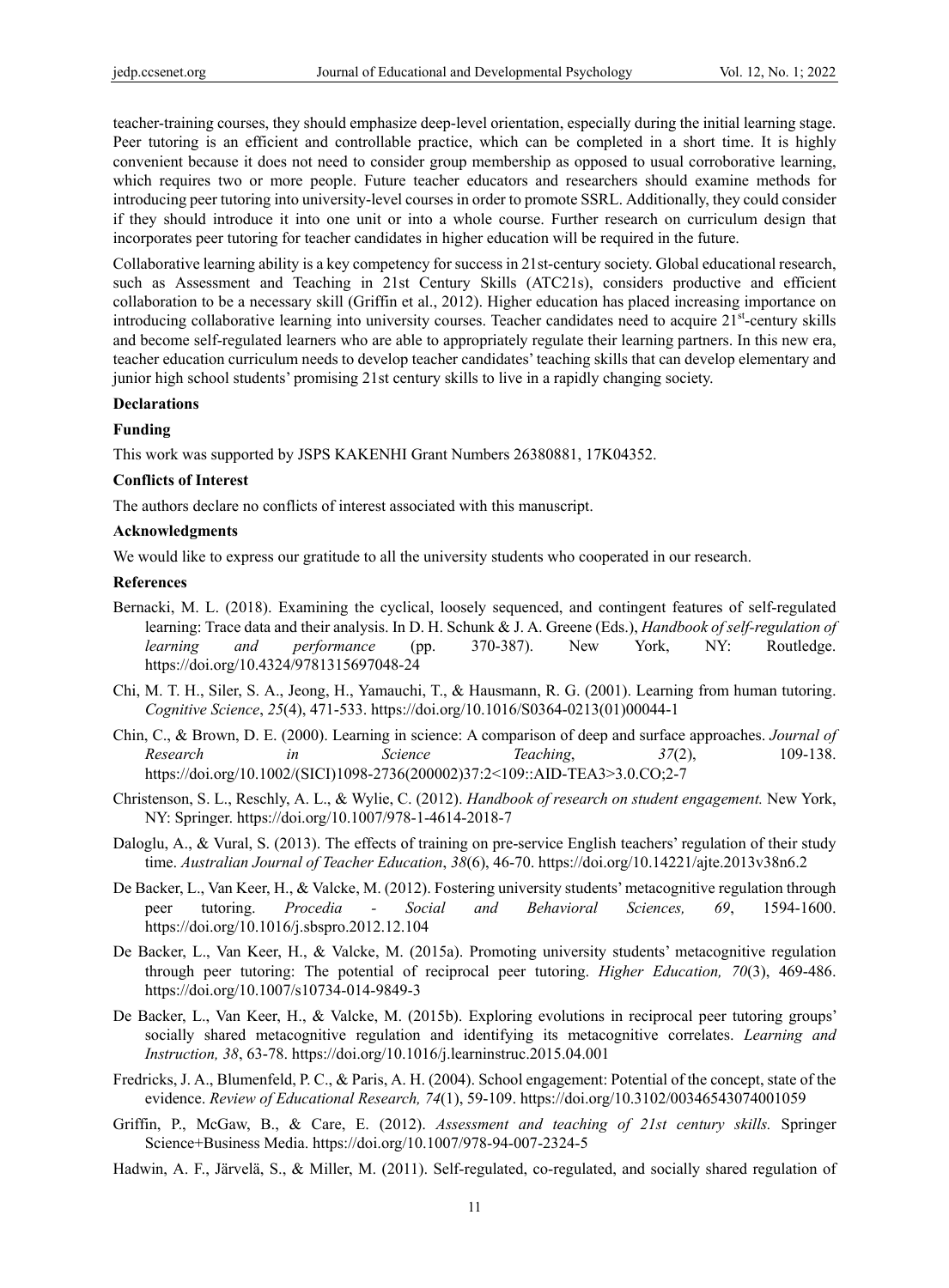teacher-training courses, they should emphasize deep-level orientation, especially during the initial learning stage. Peer tutoring is an efficient and controllable practice, which can be completed in a short time. It is highly convenient because it does not need to consider group membership as opposed to usual corroborative learning, which requires two or more people. Future teacher educators and researchers should examine methods for introducing peer tutoring into university-level courses in order to promote SSRL. Additionally, they could consider if they should introduce it into one unit or into a whole course. Further research on curriculum design that incorporates peer tutoring for teacher candidates in higher education will be required in the future.

Collaborative learning ability is a key competency for success in 21st-century society. Global educational research, such as Assessment and Teaching in 21st Century Skills (ATC21s), considers productive and efficient collaboration to be a necessary skill (Griffin et al., 2012). Higher education has placed increasing importance on introducing collaborative learning into university courses. Teacher candidates need to acquire 21st-century skills and become self-regulated learners who are able to appropriately regulate their learning partners. In this new era, teacher education curriculum needs to develop teacher candidates' teaching skills that can develop elementary and junior high school students' promising 21st century skills to live in a rapidly changing society.

**Declarations**

**Funding**

This work was supported by JSPS KAKENHI Grant Numbers 26380881, 17K04352.

**Conflicts of Interest**

The authors declare no conflicts of interest associated with this manuscript.

**Acknowledgments**

We would like to express our gratitude to all the university students who cooperated in our research.

**References**

Bernacki, M. L. (2018). Examining the cyclical, loosely sequenced, and contingent features of self-regulated learning: Trace data and their analysis. In D. H. Schunk & J. A. Greene (Eds.), *Handbook of self-regulation of learning and performance* (pp. 370-387). New York, NY: Routledge. https://doi.org/10.4324/9781315697048-24

Chi, M. T. H., Siler, S. A., Jeong, H., Yamauchi, T., & Hausmann, R. G. (2001). Learning from human tutoring. *Cognitive Science*, *25*(4), 471-533. https://doi.org/10.1016/S0364-0213(01)00044-1

Chin, C., & Brown, D. E. (2000). Learning in science: A comparison of deep and surface approaches. *Journal of Research in Science Teaching*, *37*(2), 109-138. https://doi.org/10.1002/(SICI)1098-2736(200002)37:2<109::AID-TEA3>3.0.CO;2-7

Christenson, S. L., Reschly, A. L., & Wylie, C. (2012). *Handbook of research on student engagement.* New York, NY: Springer. https://doi.org/10.1007/978-1-4614-2018-7

Daloglu, A., & Vural, S. (2013). The effects of training on pre-service English teachers' regulation of their study time. *Australian Journal of Teacher Education*, *38*(6), 46-70. https://doi.org/10.14221/ajte.2013v38n6.2

De Backer, L., Van Keer, H., & Valcke, M. (2012). Fostering university students' metacognitive regulation through peer tutoring. *Procedia - Social and Behavioral Sciences, 69*, 1594-1600. https://doi.org/10.1016/j.sbspro.2012.12.104

De Backer, L., Van Keer, H., & Valcke, M. (2015a). Promoting university students' metacognitive regulation through peer tutoring: The potential of reciprocal peer tutoring. *Higher Education, 70*(3), 469-486. https://doi.org/10.1007/s10734-014-9849-3

De Backer, L., Van Keer, H., & Valcke, M. (2015b). Exploring evolutions in reciprocal peer tutoring groups' socially shared metacognitive regulation and identifying its metacognitive correlates. *Learning and Instruction, 38*, 63-78. https://doi.org/10.1016/j.learninstruc.2015.04.001

Fredricks, J. A., Blumenfeld, P. C., & Paris, A. H. (2004). School engagement: Potential of the concept, state of the evidence. *Review of Educational Research, 74*(1), 59-109. https://doi.org/10.3102/00346543074001059

Griffin, P., McGaw, B., & Care, E. (2012). *Assessment and teaching of 21st century skills.* Springer Science+Business Media. https://doi.org/10.1007/978-94-007-2324-5

Hadwin, A. F., Järvelä, S., & Miller, M. (2011). Self-regulated, co-regulated, and socially shared regulation of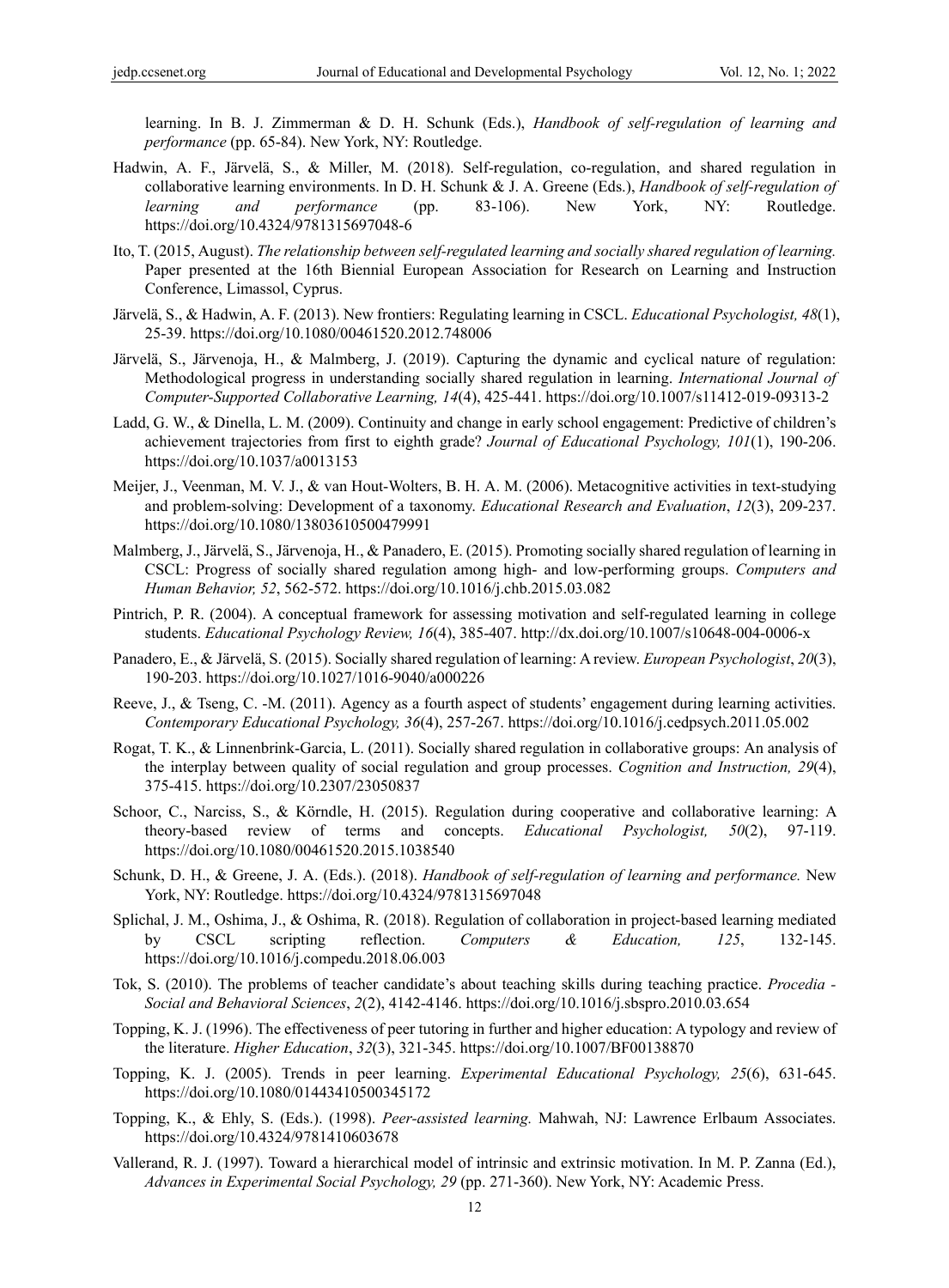learning. In B. J. Zimmerman & D. H. Schunk (Eds.), *Handbook of self-regulation of learning and performance* (pp. 65-84). New York, NY: Routledge.

Hadwin, A. F., Järvelä, S., & Miller, M. (2018). Self-regulation, co-regulation, and shared regulation in collaborative learning environments. In D. H. Schunk & J. A. Greene (Eds.), *Handbook of self-regulation of learning and performance* (pp. 83-106). New York, NY: Routledge. https://doi.org/10.4324/9781315697048-6

Ito, T. (2015, August). *The relationship between self-regulated learning and socially shared regulation of learning.* Paper presented at the 16th Biennial European Association for Research on Learning and Instruction Conference, Limassol, Cyprus.

Järvelä, S., & Hadwin, A. F. (2013). New frontiers: Regulating learning in CSCL. *Educational Psychologist, 48*(1), 25-39. https://doi.org/10.1080/00461520.2012.748006

Järvelä, S., Järvenoja, H., & Malmberg, J. (2019). Capturing the dynamic and cyclical nature of regulation: Methodological progress in understanding socially shared regulation in learning. *International Journal of Computer-Supported Collaborative Learning, 14*(4), 425-441. https://doi.org/10.1007/s11412-019-09313-2

Ladd, G. W., & Dinella, L. M. (2009). Continuity and change in early school engagement: Predictive of children's achievement trajectories from first to eighth grade? *Journal of Educational Psychology, 101*(1), 190-206. https://doi.org/10.1037/a0013153

Meijer, J., Veenman, M. V. J., & van Hout-Wolters, B. H. A. M. (2006). Metacognitive activities in text-studying and problem-solving: Development of a taxonomy. *Educational Research and Evaluation*, *12*(3), 209-237. https://doi.org/10.1080/13803610500479991

Malmberg, J., Järvelä, S., Järvenoja, H., & Panadero, E. (2015). Promoting socially shared regulation of learning in CSCL: Progress of socially shared regulation among high- and low-performing groups. *Computers and Human Behavior, 52*, 562-572. https://doi.org/10.1016/j.chb.2015.03.082

Pintrich, P. R. (2004). A conceptual framework for assessing motivation and self-regulated learning in college students. *Educational Psychology Review, 16*(4), 385-407. http://dx.doi.org/10.1007/s10648-004-0006-x

Panadero, E., & Järvelä, S. (2015). Socially shared regulation of learning: A review. *European Psychologist*, *20*(3), 190-203. https://doi.org/10.1027/1016-9040/a000226

Reeve, J., & Tseng, C. -M. (2011). Agency as a fourth aspect of students' engagement during learning activities. *Contemporary Educational Psychology, 36*(4), 257-267. https://doi.org/10.1016/j.cedpsych.2011.05.002

Rogat, T. K., & Linnenbrink-Garcia, L. (2011). Socially shared regulation in collaborative groups: An analysis of the interplay between quality of social regulation and group processes. *Cognition and Instruction, 29*(4), 375-415. https://doi.org/10.2307/23050837

Schoor, C., Narciss, S., & Körndle, H. (2015). Regulation during cooperative and collaborative learning: A theory-based review of terms and concepts. *Educational Psychologist, 50*(2), 97-119. https://doi.org/10.1080/00461520.2015.1038540

Schunk, D. H., & Greene, J. A. (Eds.). (2018). *Handbook of self-regulation of learning and performance.* New York, NY: Routledge. https://doi.org/10.4324/9781315697048

Splichal, J. M., Oshima, J., & Oshima, R. (2018). Regulation of collaboration in project-based learning mediated by CSCL scripting reflection. *Computers & Education, 125*, 132-145. https://doi.org/10.1016/j.compedu.2018.06.003

Tok, S. (2010). The problems of teacher candidate's about teaching skills during teaching practice. *Procedia - Social and Behavioral Sciences*, *2*(2), 4142-4146. https://doi.org/10.1016/j.sbspro.2010.03.654

Topping, K. J. (1996). The effectiveness of peer tutoring in further and higher education: A typology and review of the literature. *Higher Education*, *32*(3), 321-345. https://doi.org/10.1007/BF00138870

Topping, K. J. (2005). Trends in peer learning. *Experimental Educational Psychology, 25*(6), 631-645. https://doi.org/10.1080/01443410500345172

Topping, K., & Ehly, S. (Eds.). (1998). *Peer-assisted learning.* Mahwah, NJ: Lawrence Erlbaum Associates. https://doi.org/10.4324/9781410603678

Vallerand, R. J. (1997). Toward a hierarchical model of intrinsic and extrinsic motivation. In M. P. Zanna (Ed.), *Advances in Experimental Social Psychology, 29* (pp. 271-360). New York, NY: Academic Press.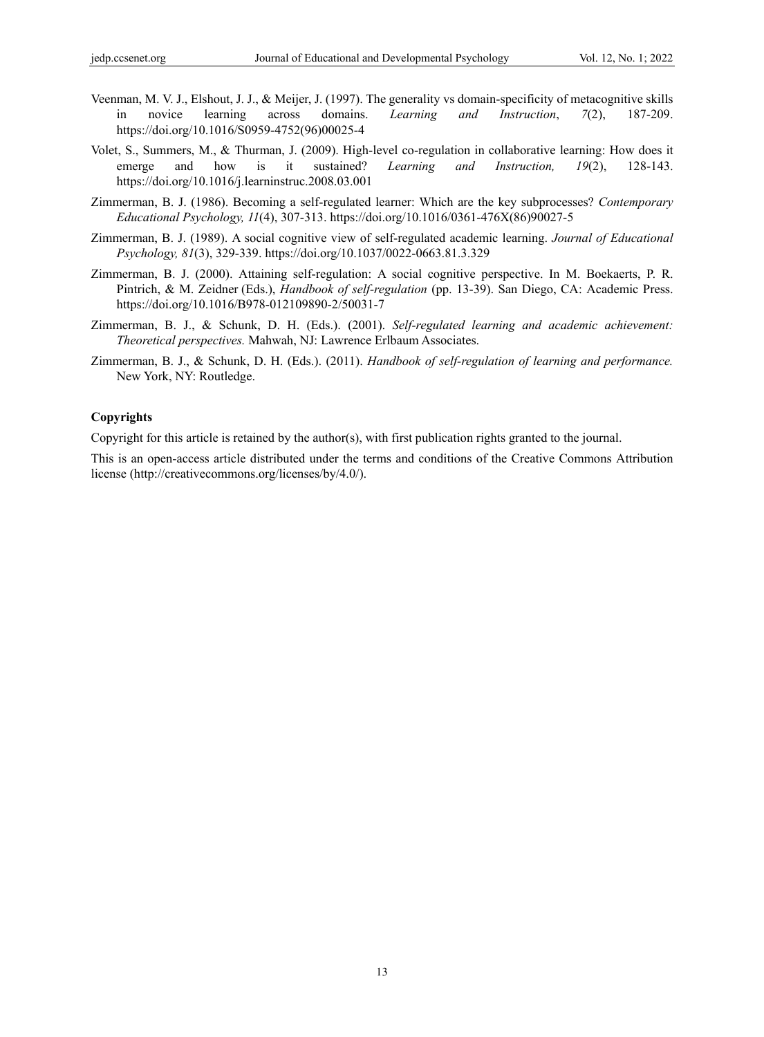Veenman, M. V. J., Elshout, J. J., & Meijer, J. (1997). The generality vs domain-specificity of metacognitive skills in novice learning across domains. *Learning and Instruction*, *7*(2), 187-209. https://doi.org/10.1016/S0959-4752(96)00025-4

Volet, S., Summers, M., & Thurman, J. (2009). High-level co-regulation in collaborative learning: How does it emerge and how is it sustained? *Learning and Instruction, 19*(2), 128-143. https://doi.org/10.1016/j.learninstruc.2008.03.001

Zimmerman, B. J. (1986). Becoming a self-regulated learner: Which are the key subprocesses? *Contemporary Educational Psychology, 11*(4), 307-313. https://doi.org/10.1016/0361-476X(86)90027-5

Zimmerman, B. J. (1989). A social cognitive view of self-regulated academic learning. *Journal of Educational Psychology, 81*(3), 329-339. https://doi.org/10.1037/0022-0663.81.3.329

Zimmerman, B. J. (2000). Attaining self-regulation: A social cognitive perspective. In M. Boekaerts, P. R. Pintrich, & M. Zeidner (Eds.), *Handbook of self-regulation* (pp. 13-39). San Diego, CA: Academic Press. https://doi.org/10.1016/B978-012109890-2/50031-7

Zimmerman, B. J., & Schunk, D. H. (Eds.). (2001). *Self-regulated learning and academic achievement: Theoretical perspectives.* Mahwah, NJ: Lawrence Erlbaum Associates.

Zimmerman, B. J., & Schunk, D. H. (Eds.). (2011). *Handbook of self-regulation of learning and performance.* New York, NY: Routledge.

**Copyrights**

Copyright for this article is retained by the author(s), with first publication rights granted to the journal.

This is an open-access article distributed under the terms and conditions of the Creative Commons Attribution license (http://creativecommons.org/licenses/by/4.0/).